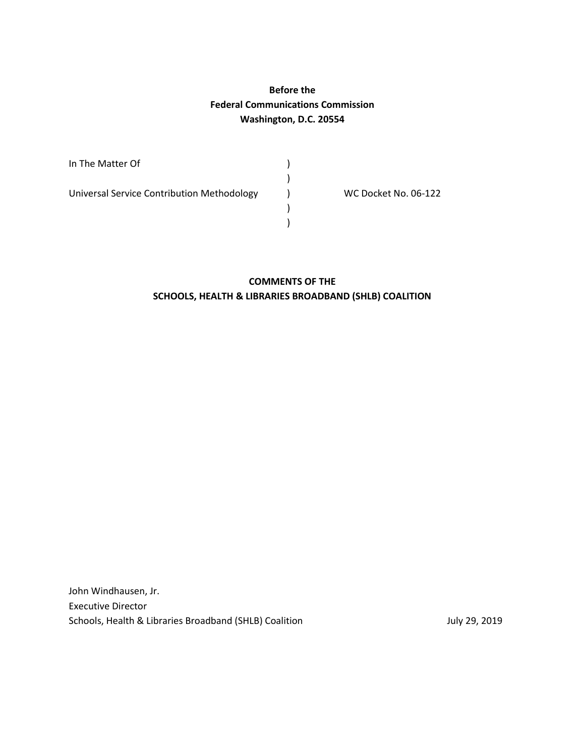**Before the**
**Federal Communications Commission**
**Washington, D.C. 20554**

| | | |
|---|---|---|
| In The Matter Of | ) | |
| | ) | |
| Universal Service Contribution Methodology | ) | WC Docket No. 06-122 |
| | ) | |
| | ) | |

**COMMENTS OF THE**
**SCHOOLS, HEALTH & LIBRARIES BROADBAND (SHLB) COALITION**

John Windhausen, Jr.
Executive Director
Schools, Health & Libraries Broadband (SHLB) Coalition

July 29, 2019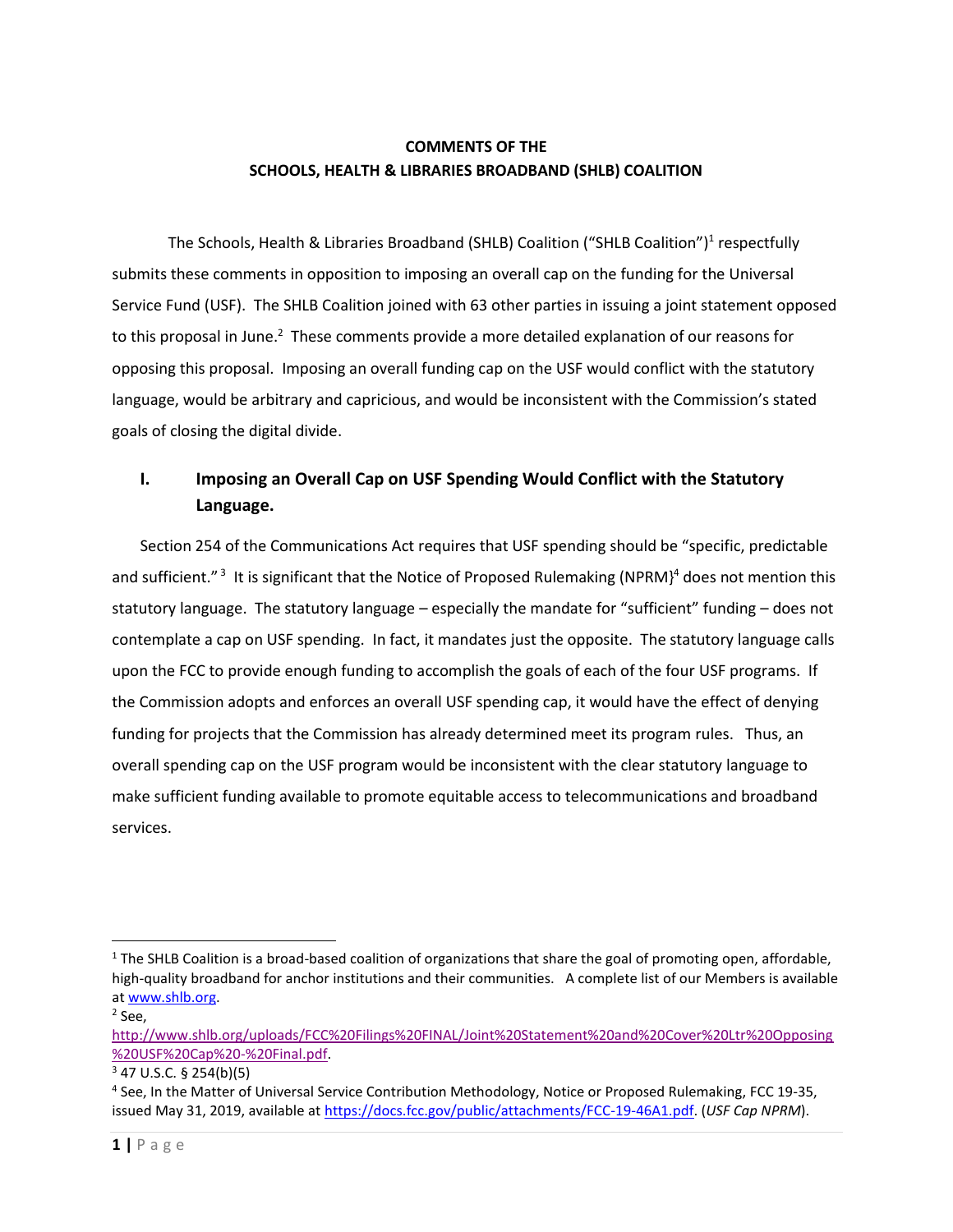**COMMENTS OF THE**
**SCHOOLS, HEALTH & LIBRARIES BROADBAND (SHLB) COALITION**

The Schools, Health & Libraries Broadband (SHLB) Coalition ("SHLB Coalition")[1] respectfully submits these comments in opposition to imposing an overall cap on the funding for the Universal Service Fund (USF). The SHLB Coalition joined with 63 other parties in issuing a joint statement opposed to this proposal in June.[2] These comments provide a more detailed explanation of our reasons for opposing this proposal. Imposing an overall funding cap on the USF would conflict with the statutory language, would be arbitrary and capricious, and would be inconsistent with the Commission's stated goals of closing the digital divide.

## I. Imposing an Overall Cap on USF Spending Would Conflict with the Statutory Language.

Section 254 of the Communications Act requires that USF spending should be "specific, predictable and sufficient."[3] It is significant that the Notice of Proposed Rulemaking (NPRM)[4] does not mention this statutory language. The statutory language – especially the mandate for "sufficient" funding – does not contemplate a cap on USF spending. In fact, it mandates just the opposite. The statutory language calls upon the FCC to provide enough funding to accomplish the goals of each of the four USF programs. If the Commission adopts and enforces an overall USF spending cap, it would have the effect of denying funding for projects that the Commission has already determined meet its program rules. Thus, an overall spending cap on the USF program would be inconsistent with the clear statutory language to make sufficient funding available to promote equitable access to telecommunications and broadband services.

---

[1] The SHLB Coalition is a broad-based coalition of organizations that share the goal of promoting open, affordable, high-quality broadband for anchor institutions and their communities. A complete list of our Members is available at www.shlb.org.

[2] See, http://www.shlb.org/uploads/FCC%20Filings%20FINAL/Joint%20Statement%20and%20Cover%20Ltr%20Opposing%20USF%20Cap%20-%20Final.pdf.

[3] 47 U.S.C. § 254(b)(5)

[4] See, In the Matter of Universal Service Contribution Methodology, Notice or Proposed Rulemaking, FCC 19-35, issued May 31, 2019, available at https://docs.fcc.gov/public/attachments/FCC-19-46A1.pdf. (*USF Cap NPRM*).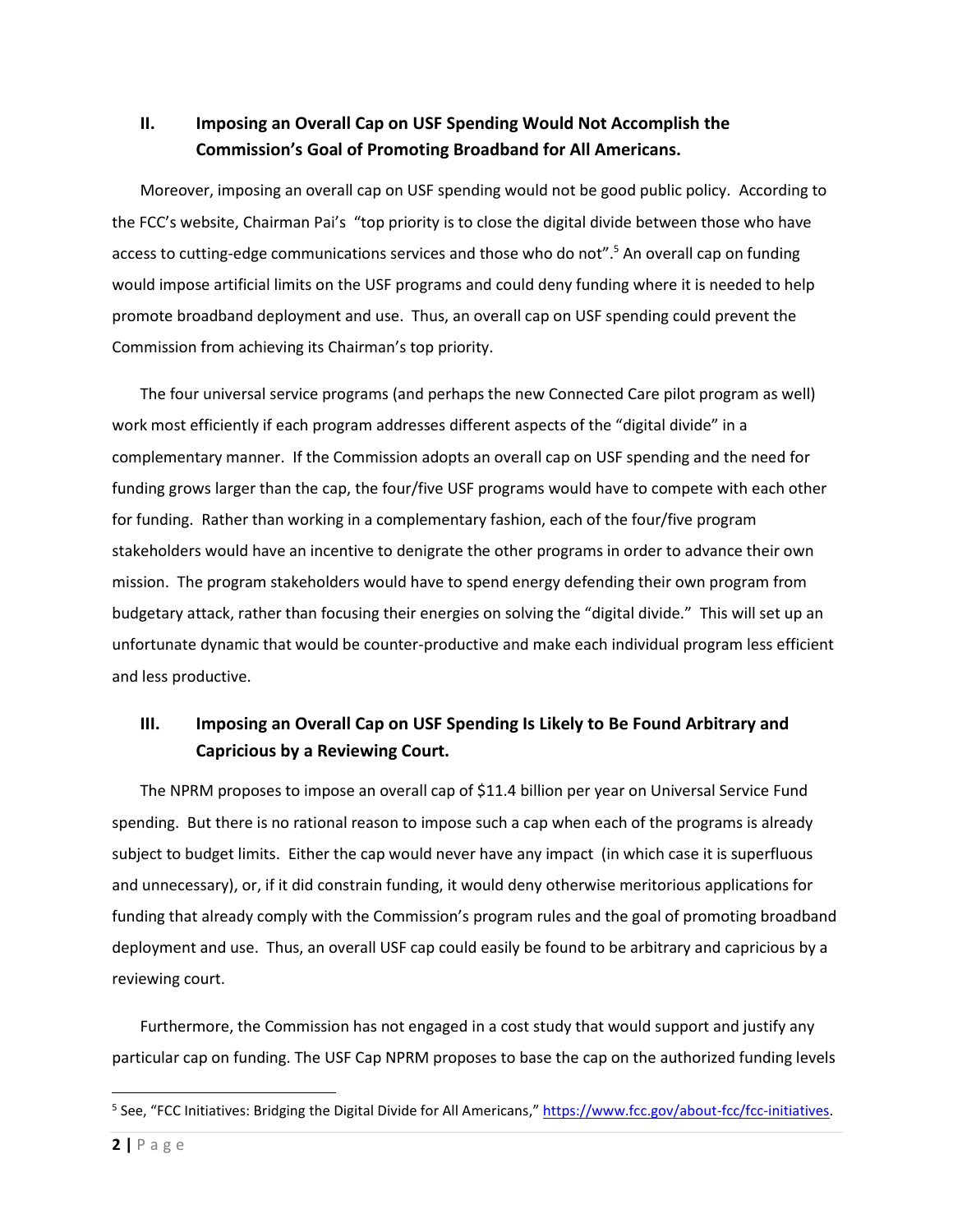## II. Imposing an Overall Cap on USF Spending Would Not Accomplish the Commission's Goal of Promoting Broadband for All Americans.

Moreover, imposing an overall cap on USF spending would not be good public policy. According to the FCC's website, Chairman Pai's "top priority is to close the digital divide between those who have access to cutting-edge communications services and those who do not".[5] An overall cap on funding would impose artificial limits on the USF programs and could deny funding where it is needed to help promote broadband deployment and use. Thus, an overall cap on USF spending could prevent the Commission from achieving its Chairman's top priority.

The four universal service programs (and perhaps the new Connected Care pilot program as well) work most efficiently if each program addresses different aspects of the "digital divide" in a complementary manner. If the Commission adopts an overall cap on USF spending and the need for funding grows larger than the cap, the four/five USF programs would have to compete with each other for funding. Rather than working in a complementary fashion, each of the four/five program stakeholders would have an incentive to denigrate the other programs in order to advance their own mission. The program stakeholders would have to spend energy defending their own program from budgetary attack, rather than focusing their energies on solving the "digital divide." This will set up an unfortunate dynamic that would be counter-productive and make each individual program less efficient and less productive.

## III. Imposing an Overall Cap on USF Spending Is Likely to Be Found Arbitrary and Capricious by a Reviewing Court.

The NPRM proposes to impose an overall cap of $11.4 billion per year on Universal Service Fund spending. But there is no rational reason to impose such a cap when each of the programs is already subject to budget limits. Either the cap would never have any impact (in which case it is superfluous and unnecessary), or, if it did constrain funding, it would deny otherwise meritorious applications for funding that already comply with the Commission's program rules and the goal of promoting broadband deployment and use. Thus, an overall USF cap could easily be found to be arbitrary and capricious by a reviewing court.

Furthermore, the Commission has not engaged in a cost study that would support and justify any particular cap on funding. The USF Cap NPRM proposes to base the cap on the authorized funding levels

---

[5] See, "FCC Initiatives: Bridging the Digital Divide for All Americans," https://www.fcc.gov/about-fcc/fcc-initiatives.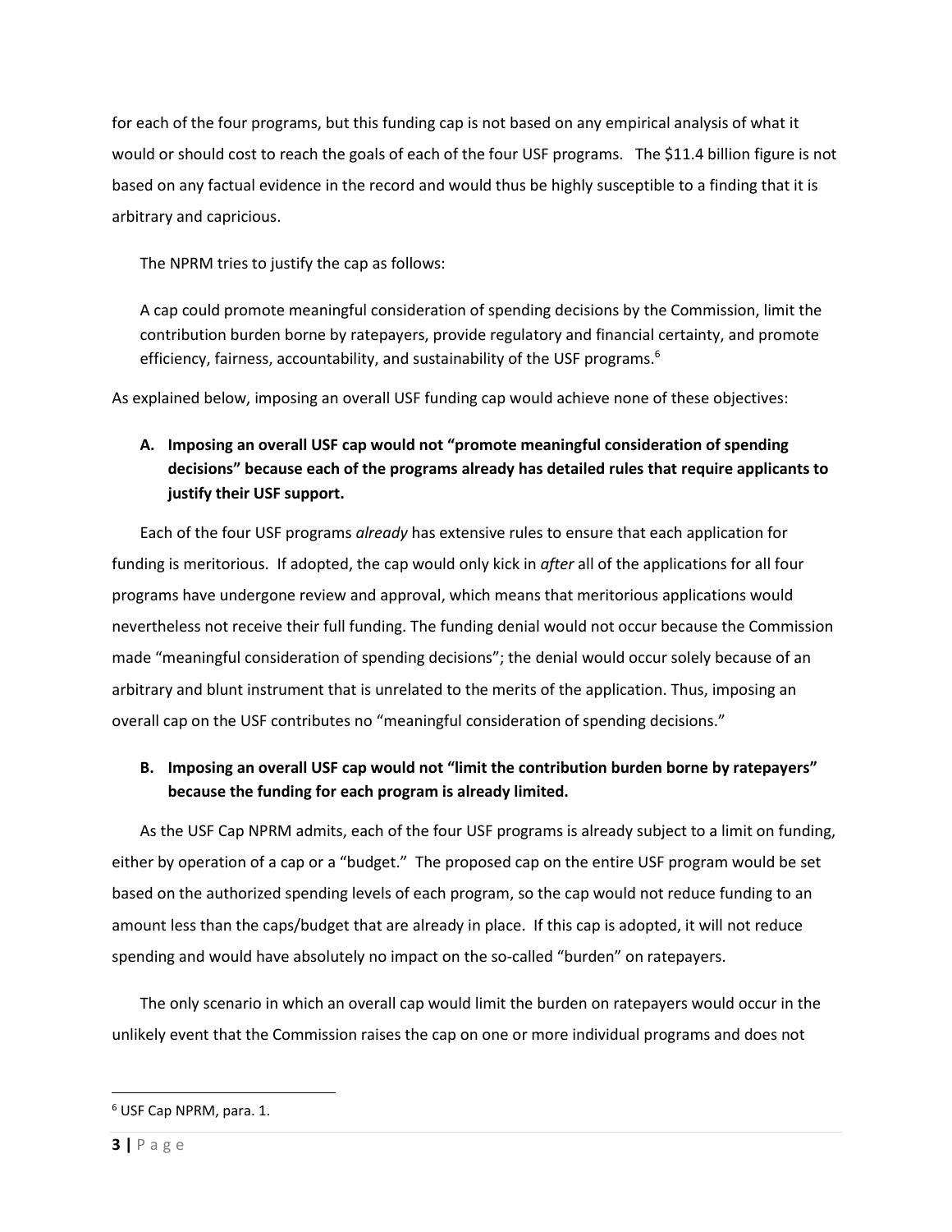for each of the four programs, but this funding cap is not based on any empirical analysis of what it would or should cost to reach the goals of each of the four USF programs. The $11.4 billion figure is not based on any factual evidence in the record and would thus be highly susceptible to a finding that it is arbitrary and capricious.

The NPRM tries to justify the cap as follows:

> A cap could promote meaningful consideration of spending decisions by the Commission, limit the contribution burden borne by ratepayers, provide regulatory and financial certainty, and promote efficiency, fairness, accountability, and sustainability of the USF programs.[6]

As explained below, imposing an overall USF funding cap would achieve none of these objectives:

**A. Imposing an overall USF cap would not "promote meaningful consideration of spending decisions" because each of the programs already has detailed rules that require applicants to justify their USF support.**

Each of the four USF programs *already* has extensive rules to ensure that each application for funding is meritorious. If adopted, the cap would only kick in *after* all of the applications for all four programs have undergone review and approval, which means that meritorious applications would nevertheless not receive their full funding. The funding denial would not occur because the Commission made "meaningful consideration of spending decisions"; the denial would occur solely because of an arbitrary and blunt instrument that is unrelated to the merits of the application. Thus, imposing an overall cap on the USF contributes no "meaningful consideration of spending decisions."

**B. Imposing an overall USF cap would not "limit the contribution burden borne by ratepayers" because the funding for each program is already limited.**

As the USF Cap NPRM admits, each of the four USF programs is already subject to a limit on funding, either by operation of a cap or a "budget." The proposed cap on the entire USF program would be set based on the authorized spending levels of each program, so the cap would not reduce funding to an amount less than the caps/budget that are already in place. If this cap is adopted, it will not reduce spending and would have absolutely no impact on the so-called "burden" on ratepayers.

The only scenario in which an overall cap would limit the burden on ratepayers would occur in the unlikely event that the Commission raises the cap on one or more individual programs and does not

---

[6] USF Cap NPRM, para. 1.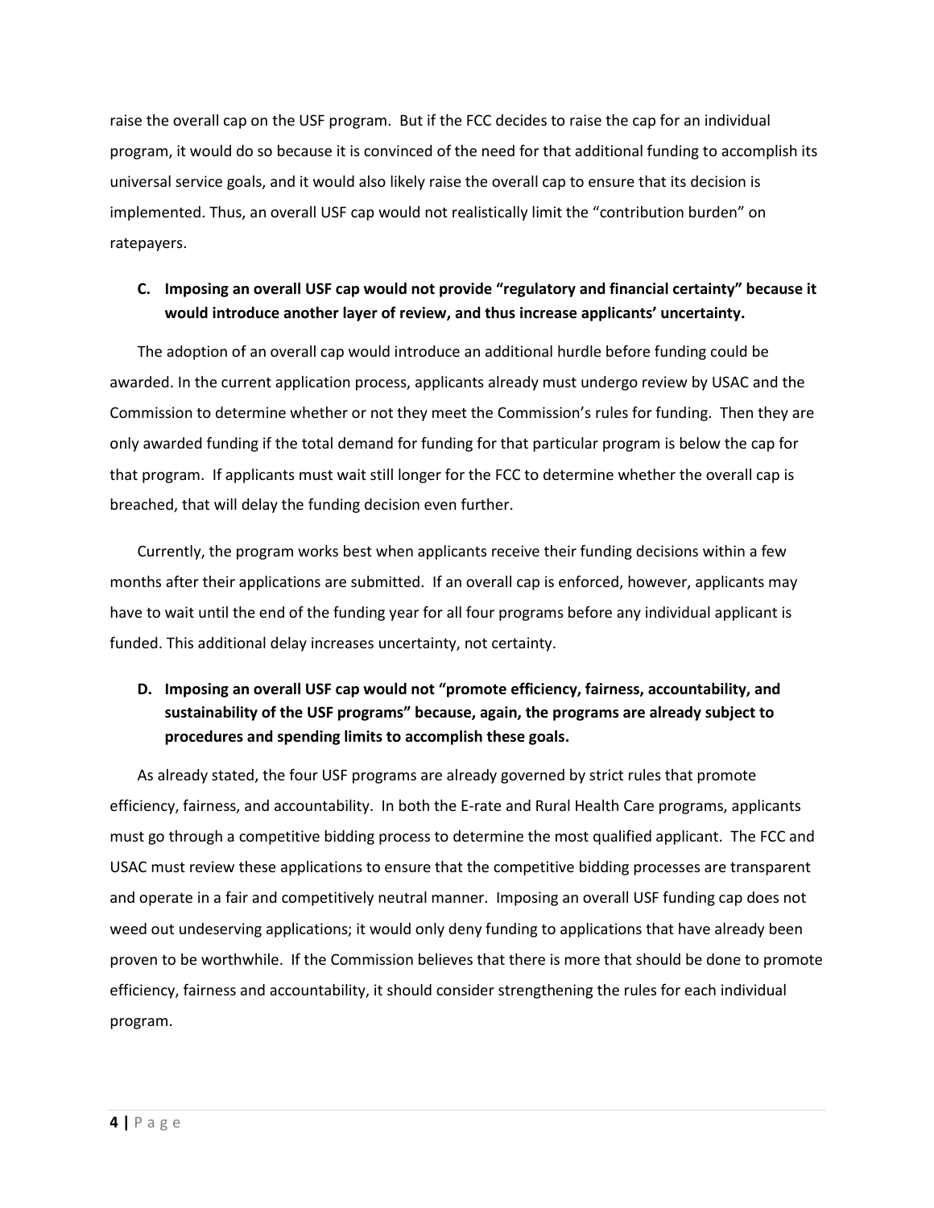raise the overall cap on the USF program. But if the FCC decides to raise the cap for an individual program, it would do so because it is convinced of the need for that additional funding to accomplish its universal service goals, and it would also likely raise the overall cap to ensure that its decision is implemented. Thus, an overall USF cap would not realistically limit the "contribution burden" on ratepayers.

**C. Imposing an overall USF cap would not provide "regulatory and financial certainty" because it would introduce another layer of review, and thus increase applicants' uncertainty.**

The adoption of an overall cap would introduce an additional hurdle before funding could be awarded. In the current application process, applicants already must undergo review by USAC and the Commission to determine whether or not they meet the Commission's rules for funding. Then they are only awarded funding if the total demand for funding for that particular program is below the cap for that program. If applicants must wait still longer for the FCC to determine whether the overall cap is breached, that will delay the funding decision even further.

Currently, the program works best when applicants receive their funding decisions within a few months after their applications are submitted. If an overall cap is enforced, however, applicants may have to wait until the end of the funding year for all four programs before any individual applicant is funded. This additional delay increases uncertainty, not certainty.

**D. Imposing an overall USF cap would not "promote efficiency, fairness, accountability, and sustainability of the USF programs" because, again, the programs are already subject to procedures and spending limits to accomplish these goals.**

As already stated, the four USF programs are already governed by strict rules that promote efficiency, fairness, and accountability. In both the E-rate and Rural Health Care programs, applicants must go through a competitive bidding process to determine the most qualified applicant. The FCC and USAC must review these applications to ensure that the competitive bidding processes are transparent and operate in a fair and competitively neutral manner. Imposing an overall USF funding cap does not weed out undeserving applications; it would only deny funding to applications that have already been proven to be worthwhile. If the Commission believes that there is more that should be done to promote efficiency, fairness and accountability, it should consider strengthening the rules for each individual program.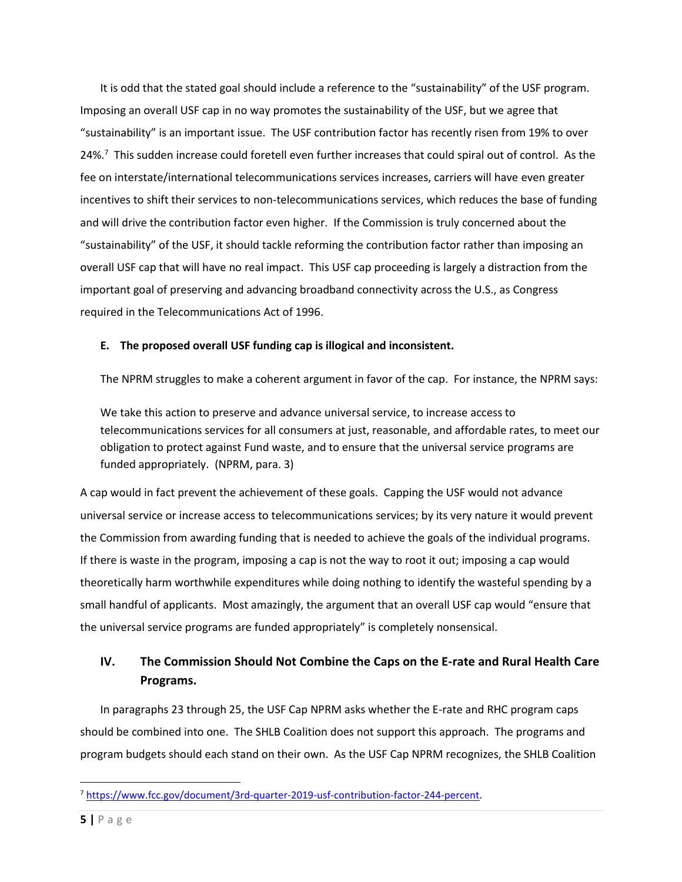It is odd that the stated goal should include a reference to the "sustainability" of the USF program. Imposing an overall USF cap in no way promotes the sustainability of the USF, but we agree that "sustainability" is an important issue. The USF contribution factor has recently risen from 19% to over 24%.[7] This sudden increase could foretell even further increases that could spiral out of control. As the fee on interstate/international telecommunications services increases, carriers will have even greater incentives to shift their services to non-telecommunications services, which reduces the base of funding and will drive the contribution factor even higher. If the Commission is truly concerned about the "sustainability" of the USF, it should tackle reforming the contribution factor rather than imposing an overall USF cap that will have no real impact. This USF cap proceeding is largely a distraction from the important goal of preserving and advancing broadband connectivity across the U.S., as Congress required in the Telecommunications Act of 1996.

### E. The proposed overall USF funding cap is illogical and inconsistent.

The NPRM struggles to make a coherent argument in favor of the cap. For instance, the NPRM says:

> We take this action to preserve and advance universal service, to increase access to telecommunications services for all consumers at just, reasonable, and affordable rates, to meet our obligation to protect against Fund waste, and to ensure that the universal service programs are funded appropriately. (NPRM, para. 3)

A cap would in fact prevent the achievement of these goals. Capping the USF would not advance universal service or increase access to telecommunications services; by its very nature it would prevent the Commission from awarding funding that is needed to achieve the goals of the individual programs. If there is waste in the program, imposing a cap is not the way to root it out; imposing a cap would theoretically harm worthwhile expenditures while doing nothing to identify the wasteful spending by a small handful of applicants. Most amazingly, the argument that an overall USF cap would "ensure that the universal service programs are funded appropriately" is completely nonsensical.

## IV. The Commission Should Not Combine the Caps on the E-rate and Rural Health Care Programs.

In paragraphs 23 through 25, the USF Cap NPRM asks whether the E-rate and RHC program caps should be combined into one. The SHLB Coalition does not support this approach. The programs and program budgets should each stand on their own. As the USF Cap NPRM recognizes, the SHLB Coalition

[7] https://www.fcc.gov/document/3rd-quarter-2019-usf-contribution-factor-244-percent.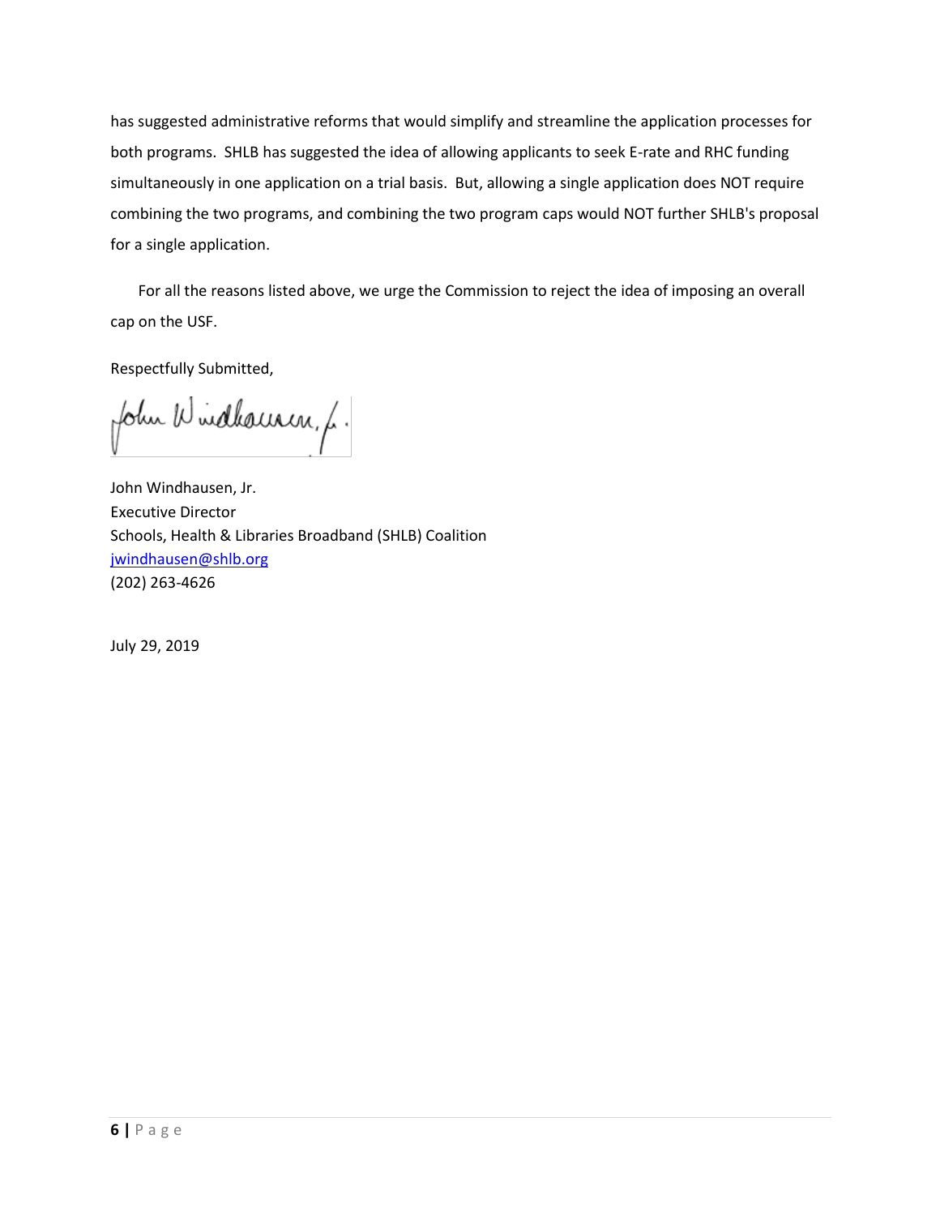has suggested administrative reforms that would simplify and streamline the application processes for both programs. SHLB has suggested the idea of allowing applicants to seek E-rate and RHC funding simultaneously in one application on a trial basis. But, allowing a single application does NOT require combining the two programs, and combining the two program caps would NOT further SHLB's proposal for a single application.

For all the reasons listed above, we urge the Commission to reject the idea of imposing an overall cap on the USF.

Respectfully Submitted,

John Windhausen, Jr.
Executive Director
Schools, Health & Libraries Broadband (SHLB) Coalition
jwindhausen@shlb.org
(202) 263-4626

July 29, 2019